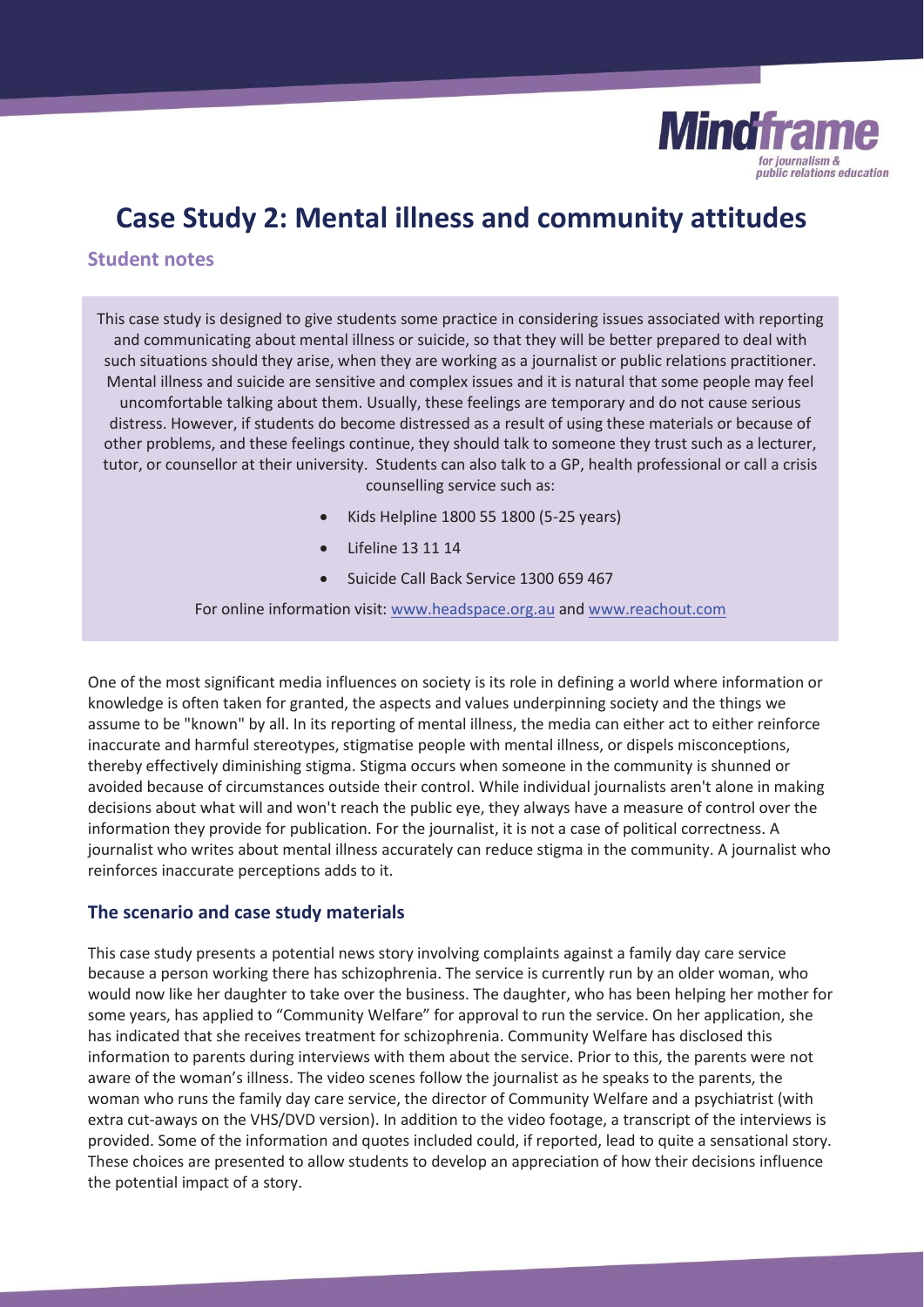Mindframe
for journalism & public relations education

# Case Study 2: Mental illness and community attitudes

## Student notes

This case study is designed to give students some practice in considering issues associated with reporting and communicating about mental illness or suicide, so that they will be better prepared to deal with such situations should they arise, when they are working as a journalist or public relations practitioner. Mental illness and suicide are sensitive and complex issues and it is natural that some people may feel uncomfortable talking about them. Usually, these feelings are temporary and do not cause serious distress. However, if students do become distressed as a result of using these materials or because of other problems, and these feelings continue, they should talk to someone they trust such as a lecturer, tutor, or counsellor at their university. Students can also talk to a GP, health professional or call a crisis counselling service such as:

- Kids Helpline 1800 55 1800 (5-25 years)
- Lifeline 13 11 14
- Suicide Call Back Service 1300 659 467

For online information visit: www.headspace.org.au and www.reachout.com

One of the most significant media influences on society is its role in defining a world where information or knowledge is often taken for granted, the aspects and values underpinning society and the things we assume to be "known" by all. In its reporting of mental illness, the media can either act to either reinforce inaccurate and harmful stereotypes, stigmatise people with mental illness, or dispels misconceptions, thereby effectively diminishing stigma. Stigma occurs when someone in the community is shunned or avoided because of circumstances outside their control. While individual journalists aren't alone in making decisions about what will and won't reach the public eye, they always have a measure of control over the information they provide for publication. For the journalist, it is not a case of political correctness. A journalist who writes about mental illness accurately can reduce stigma in the community. A journalist who reinforces inaccurate perceptions adds to it.

### The scenario and case study materials

This case study presents a potential news story involving complaints against a family day care service because a person working there has schizophrenia. The service is currently run by an older woman, who would now like her daughter to take over the business. The daughter, who has been helping her mother for some years, has applied to "Community Welfare" for approval to run the service. On her application, she has indicated that she receives treatment for schizophrenia. Community Welfare has disclosed this information to parents during interviews with them about the service. Prior to this, the parents were not aware of the woman's illness. The video scenes follow the journalist as he speaks to the parents, the woman who runs the family day care service, the director of Community Welfare and a psychiatrist (with extra cut-aways on the VHS/DVD version). In addition to the video footage, a transcript of the interviews is provided. Some of the information and quotes included could, if reported, lead to quite a sensational story. These choices are presented to allow students to develop an appreciation of how their decisions influence the potential impact of a story.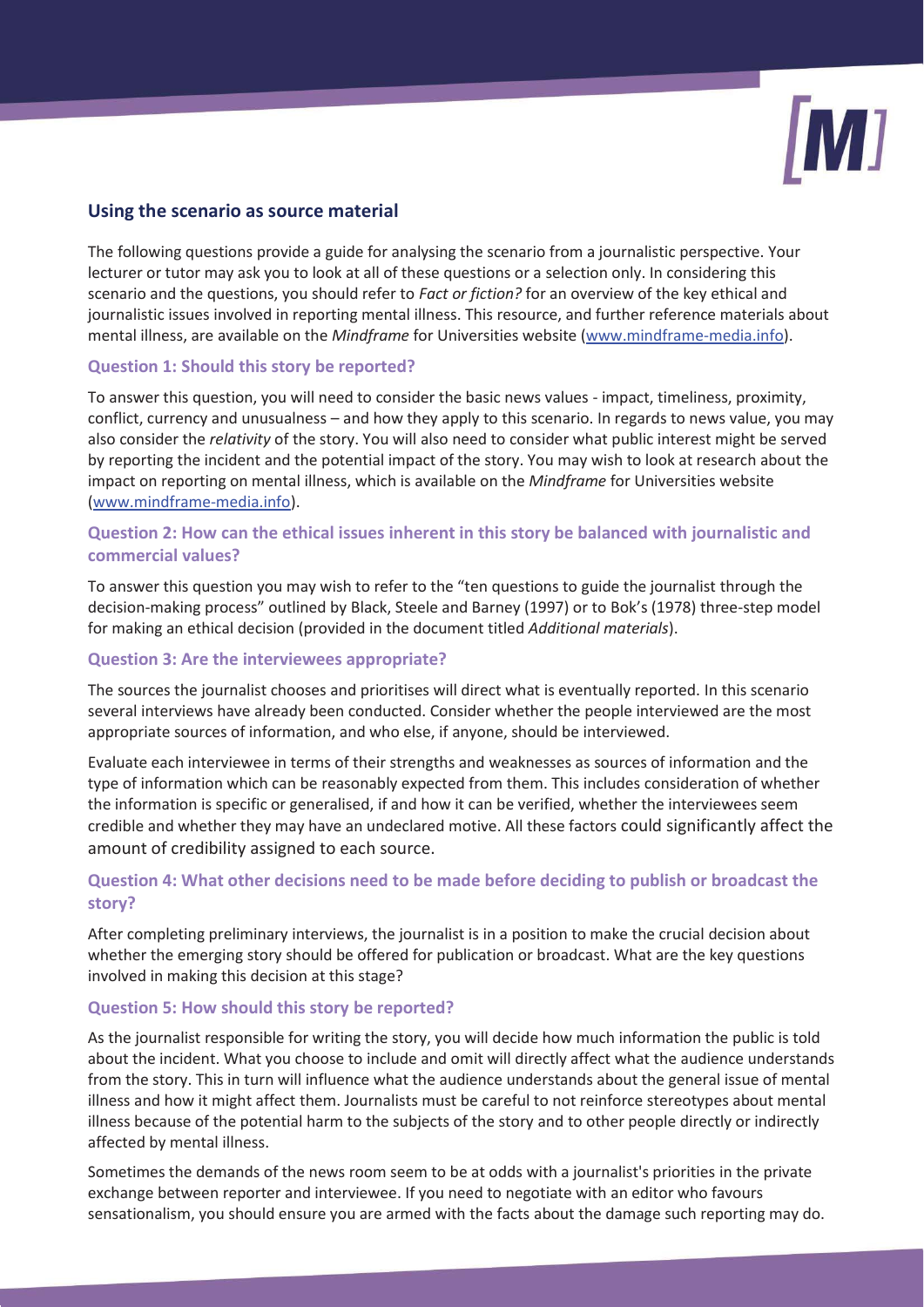## Using the scenario as source material

The following questions provide a guide for analysing the scenario from a journalistic perspective. Your lecturer or tutor may ask you to look at all of these questions or a selection only. In considering this scenario and the questions, you should refer to *Fact or fiction?* for an overview of the key ethical and journalistic issues involved in reporting mental illness. This resource, and further reference materials about mental illness, are available on the *Mindframe* for Universities website (www.mindframe-media.info).

### Question 1: Should this story be reported?

To answer this question, you will need to consider the basic news values - impact, timeliness, proximity, conflict, currency and unusualness – and how they apply to this scenario. In regards to news value, you may also consider the *relativity* of the story. You will also need to consider what public interest might be served by reporting the incident and the potential impact of the story. You may wish to look at research about the impact on reporting on mental illness, which is available on the *Mindframe* for Universities website (www.mindframe-media.info).

### Question 2: How can the ethical issues inherent in this story be balanced with journalistic and commercial values?

To answer this question you may wish to refer to the "ten questions to guide the journalist through the decision-making process" outlined by Black, Steele and Barney (1997) or to Bok's (1978) three-step model for making an ethical decision (provided in the document titled *Additional materials*).

### Question 3: Are the interviewees appropriate?

The sources the journalist chooses and prioritises will direct what is eventually reported. In this scenario several interviews have already been conducted. Consider whether the people interviewed are the most appropriate sources of information, and who else, if anyone, should be interviewed.

Evaluate each interviewee in terms of their strengths and weaknesses as sources of information and the type of information which can be reasonably expected from them. This includes consideration of whether the information is specific or generalised, if and how it can be verified, whether the interviewees seem credible and whether they may have an undeclared motive. All these factors could significantly affect the amount of credibility assigned to each source.

### Question 4: What other decisions need to be made before deciding to publish or broadcast the story?

After completing preliminary interviews, the journalist is in a position to make the crucial decision about whether the emerging story should be offered for publication or broadcast. What are the key questions involved in making this decision at this stage?

### Question 5: How should this story be reported?

As the journalist responsible for writing the story, you will decide how much information the public is told about the incident. What you choose to include and omit will directly affect what the audience understands from the story. This in turn will influence what the audience understands about the general issue of mental illness and how it might affect them. Journalists must be careful to not reinforce stereotypes about mental illness because of the potential harm to the subjects of the story and to other people directly or indirectly affected by mental illness.

Sometimes the demands of the news room seem to be at odds with a journalist's priorities in the private exchange between reporter and interviewee. If you need to negotiate with an editor who favours sensationalism, you should ensure you are armed with the facts about the damage such reporting may do.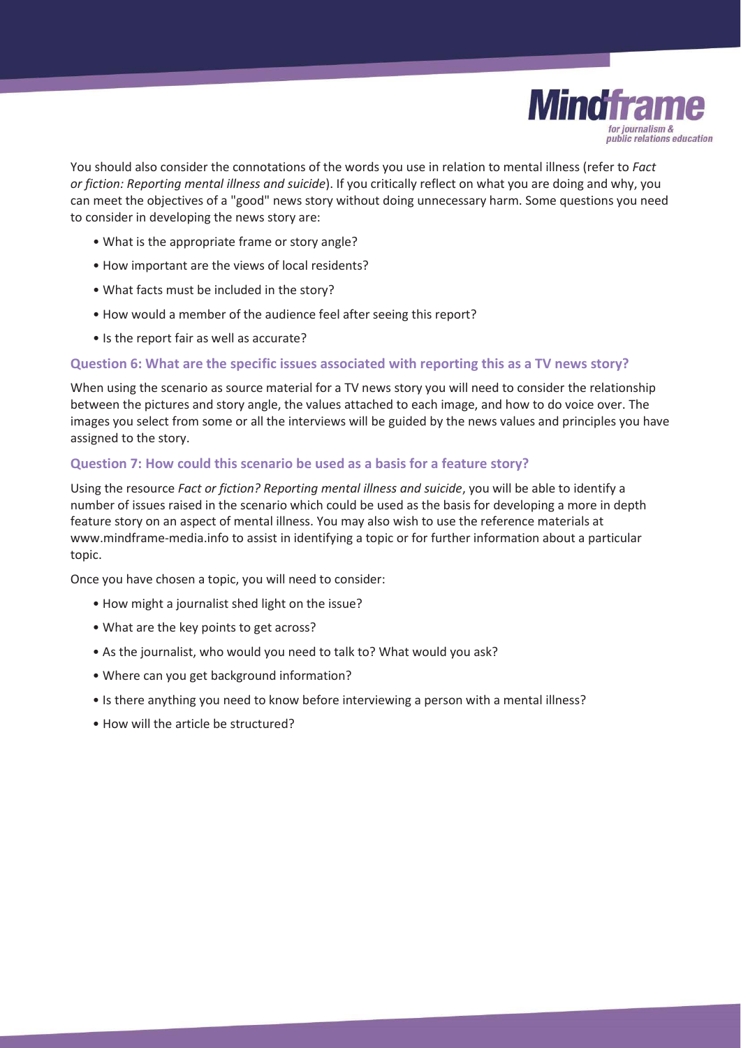You should also consider the connotations of the words you use in relation to mental illness (refer to *Fact or fiction: Reporting mental illness and suicide*). If you critically reflect on what you are doing and why, you can meet the objectives of a "good" news story without doing unnecessary harm. Some questions you need to consider in developing the news story are:

- What is the appropriate frame or story angle?
- How important are the views of local residents?
- What facts must be included in the story?
- How would a member of the audience feel after seeing this report?
- Is the report fair as well as accurate?

### Question 6: What are the specific issues associated with reporting this as a TV news story?

When using the scenario as source material for a TV news story you will need to consider the relationship between the pictures and story angle, the values attached to each image, and how to do voice over. The images you select from some or all the interviews will be guided by the news values and principles you have assigned to the story.

### Question 7: How could this scenario be used as a basis for a feature story?

Using the resource *Fact or fiction? Reporting mental illness and suicide*, you will be able to identify a number of issues raised in the scenario which could be used as the basis for developing a more in depth feature story on an aspect of mental illness. You may also wish to use the reference materials at www.mindframe-media.info to assist in identifying a topic or for further information about a particular topic.

Once you have chosen a topic, you will need to consider:

- How might a journalist shed light on the issue?
- What are the key points to get across?
- As the journalist, who would you need to talk to? What would you ask?
- Where can you get background information?
- Is there anything you need to know before interviewing a person with a mental illness?
- How will the article be structured?